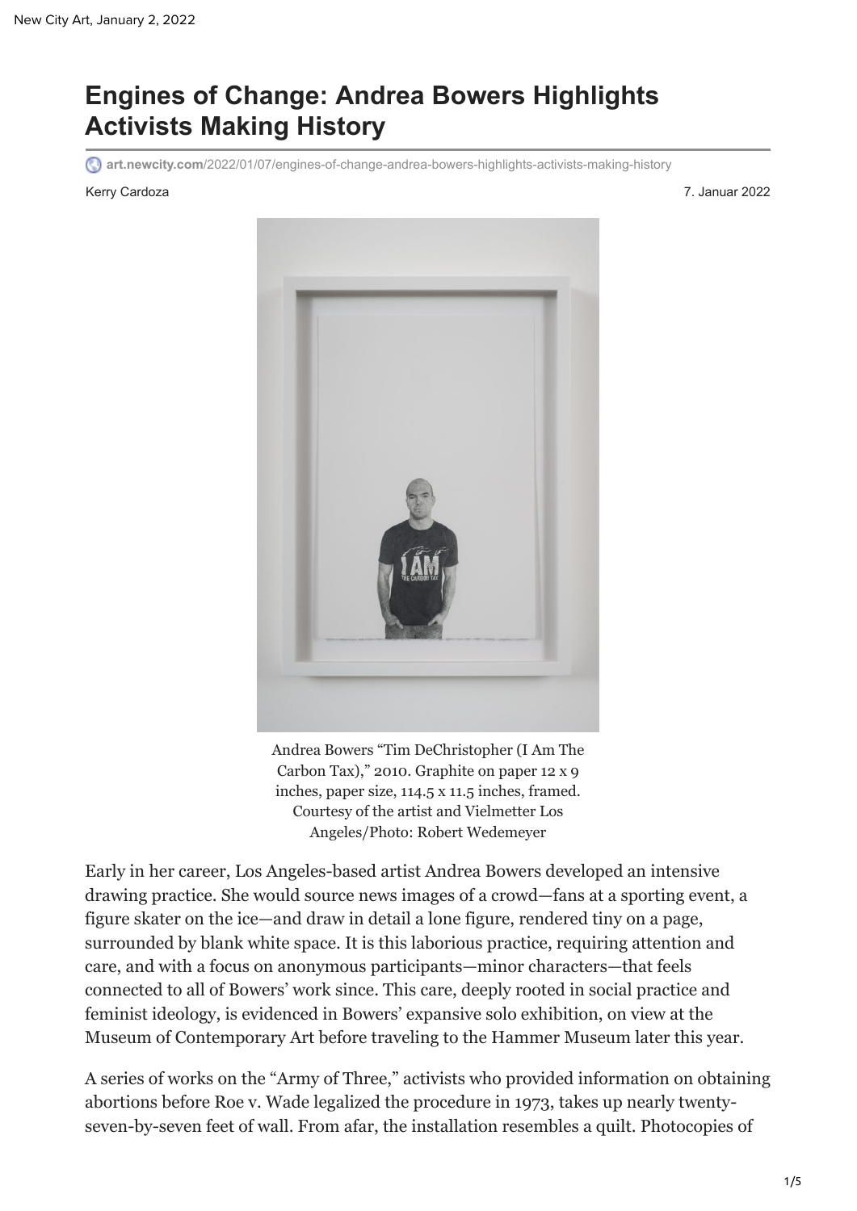# Engines of Change: Andrea Bowers Highlights Activists Making History

art.newcity.com/2022/01/07/engines-of-change-andrea-bowers-highlights-activists-making-history

Kerry Cardoza

7. Januar 2022

Andrea Bowers "Tim DeChristopher (I Am The Carbon Tax)," 2010. Graphite on paper 12 x 9 inches, paper size, 114.5 x 11.5 inches, framed. Courtesy of the artist and Vielmetter Los Angeles/Photo: Robert Wedemeyer

Early in her career, Los Angeles-based artist Andrea Bowers developed an intensive drawing practice. She would source news images of a crowd—fans at a sporting event, a figure skater on the ice—and draw in detail a lone figure, rendered tiny on a page, surrounded by blank white space. It is this laborious practice, requiring attention and care, and with a focus on anonymous participants—minor characters—that feels connected to all of Bowers' work since. This care, deeply rooted in social practice and feminist ideology, is evidenced in Bowers' expansive solo exhibition, on view at the Museum of Contemporary Art before traveling to the Hammer Museum later this year.

A series of works on the "Army of Three," activists who provided information on obtaining abortions before Roe v. Wade legalized the procedure in 1973, takes up nearly twenty-seven-by-seven feet of wall. From afar, the installation resembles a quilt. Photocopies of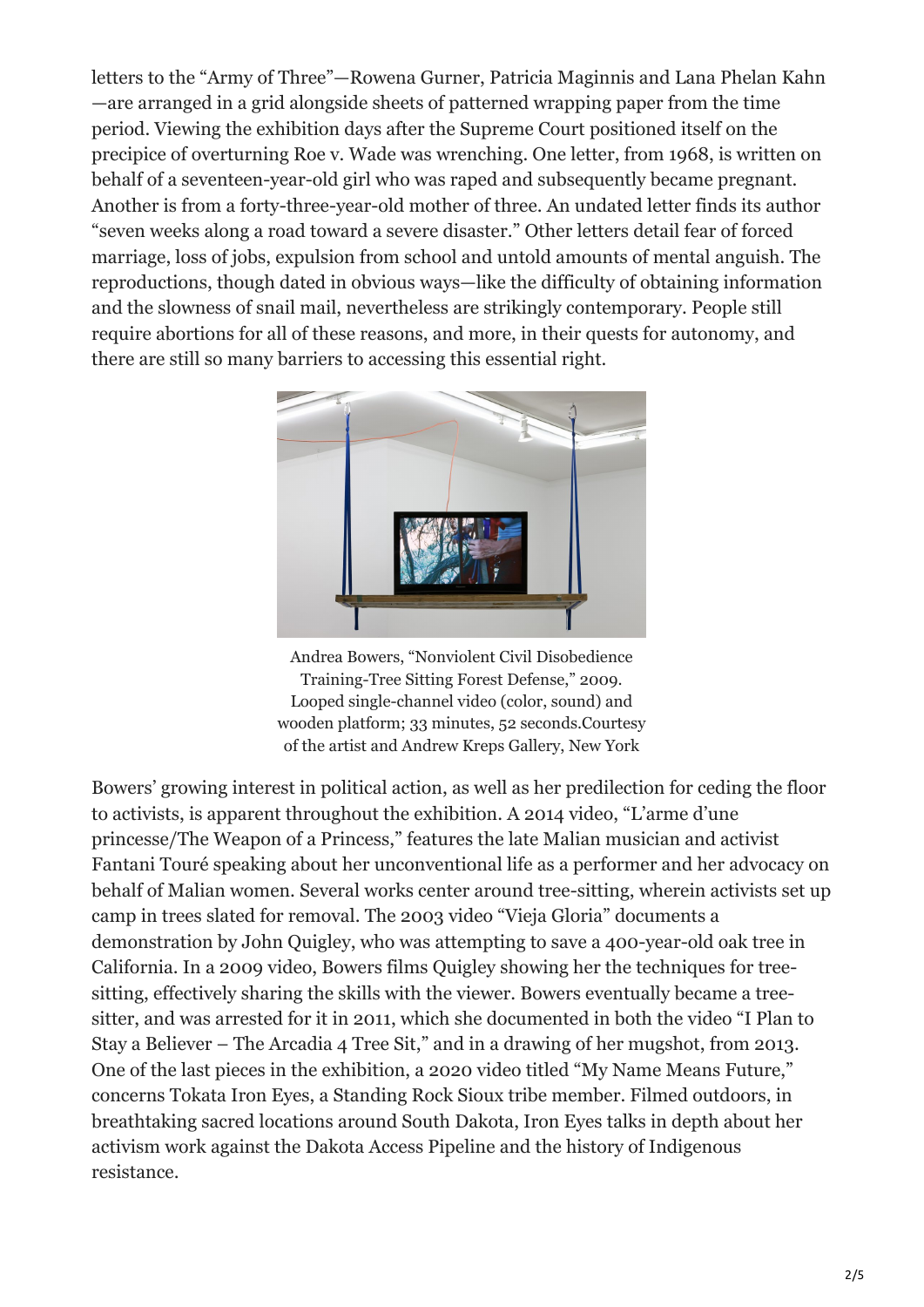letters to the "Army of Three"—Rowena Gurner, Patricia Maginnis and Lana Phelan Kahn—are arranged in a grid alongside sheets of patterned wrapping paper from the time period. Viewing the exhibition days after the Supreme Court positioned itself on the precipice of overturning Roe v. Wade was wrenching. One letter, from 1968, is written on behalf of a seventeen-year-old girl who was raped and subsequently became pregnant. Another is from a forty-three-year-old mother of three. An undated letter finds its author "seven weeks along a road toward a severe disaster." Other letters detail fear of forced marriage, loss of jobs, expulsion from school and untold amounts of mental anguish. The reproductions, though dated in obvious ways—like the difficulty of obtaining information and the slowness of snail mail, nevertheless are strikingly contemporary. People still require abortions for all of these reasons, and more, in their quests for autonomy, and there are still so many barriers to accessing this essential right.

Andrea Bowers, "Nonviolent Civil Disobedience Training-Tree Sitting Forest Defense," 2009. Looped single-channel video (color, sound) and wooden platform; 33 minutes, 52 seconds.Courtesy of the artist and Andrew Kreps Gallery, New York

Bowers' growing interest in political action, as well as her predilection for ceding the floor to activists, is apparent throughout the exhibition. A 2014 video, "L'arme d'une princesse/The Weapon of a Princess," features the late Malian musician and activist Fantani Touré speaking about her unconventional life as a performer and her advocacy on behalf of Malian women. Several works center around tree-sitting, wherein activists set up camp in trees slated for removal. The 2003 video "Vieja Gloria" documents a demonstration by John Quigley, who was attempting to save a 400-year-old oak tree in California. In a 2009 video, Bowers films Quigley showing her the techniques for tree-sitting, effectively sharing the skills with the viewer. Bowers eventually became a tree-sitter, and was arrested for it in 2011, which she documented in both the video "I Plan to Stay a Believer – The Arcadia 4 Tree Sit," and in a drawing of her mugshot, from 2013. One of the last pieces in the exhibition, a 2020 video titled "My Name Means Future," concerns Tokata Iron Eyes, a Standing Rock Sioux tribe member. Filmed outdoors, in breathtaking sacred locations around South Dakota, Iron Eyes talks in depth about her activism work against the Dakota Access Pipeline and the history of Indigenous resistance.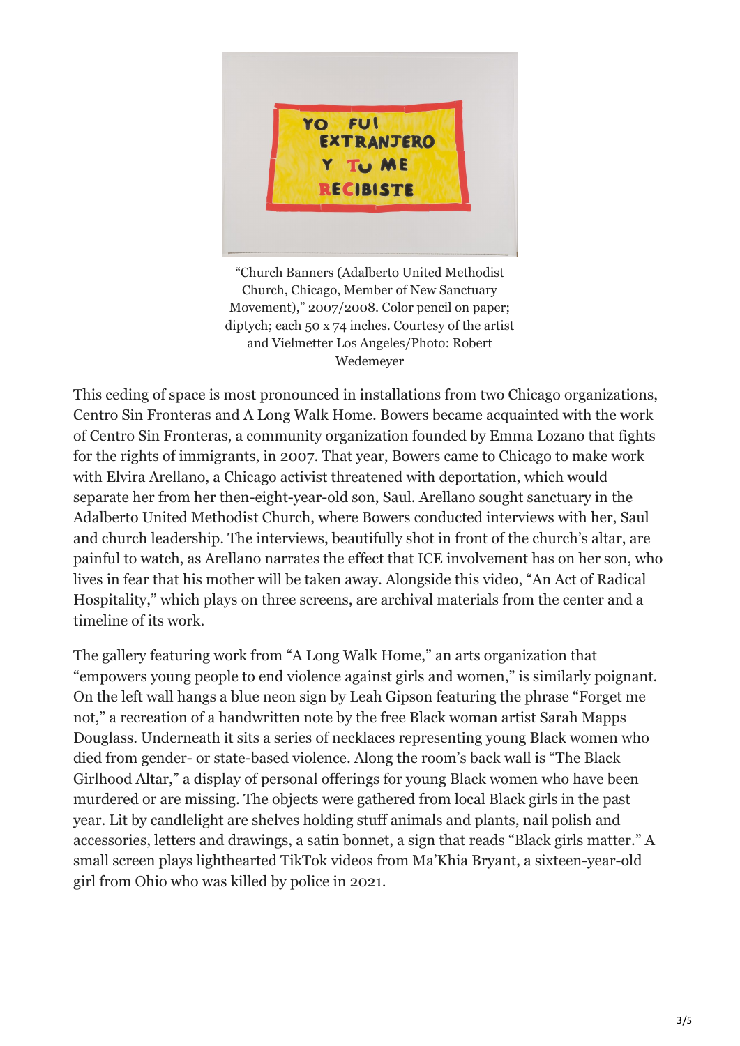"Church Banners (Adalberto United Methodist Church, Chicago, Member of New Sanctuary Movement)," 2007/2008. Color pencil on paper; diptych; each 50 x 74 inches. Courtesy of the artist and Vielmetter Los Angeles/Photo: Robert Wedemeyer

This ceding of space is most pronounced in installations from two Chicago organizations, Centro Sin Fronteras and A Long Walk Home. Bowers became acquainted with the work of Centro Sin Fronteras, a community organization founded by Emma Lozano that fights for the rights of immigrants, in 2007. That year, Bowers came to Chicago to make work with Elvira Arellano, a Chicago activist threatened with deportation, which would separate her from her then-eight-year-old son, Saul. Arellano sought sanctuary in the Adalberto United Methodist Church, where Bowers conducted interviews with her, Saul and church leadership. The interviews, beautifully shot in front of the church's altar, are painful to watch, as Arellano narrates the effect that ICE involvement has on her son, who lives in fear that his mother will be taken away. Alongside this video, "An Act of Radical Hospitality," which plays on three screens, are archival materials from the center and a timeline of its work.

The gallery featuring work from "A Long Walk Home," an arts organization that "empowers young people to end violence against girls and women," is similarly poignant. On the left wall hangs a blue neon sign by Leah Gipson featuring the phrase "Forget me not," a recreation of a handwritten note by the free Black woman artist Sarah Mapps Douglass. Underneath it sits a series of necklaces representing young Black women who died from gender- or state-based violence. Along the room's back wall is "The Black Girlhood Altar," a display of personal offerings for young Black women who have been murdered or are missing. The objects were gathered from local Black girls in the past year. Lit by candlelight are shelves holding stuff animals and plants, nail polish and accessories, letters and drawings, a satin bonnet, a sign that reads "Black girls matter." A small screen plays lighthearted TikTok videos from Ma'Khia Bryant, a sixteen-year-old girl from Ohio who was killed by police in 2021.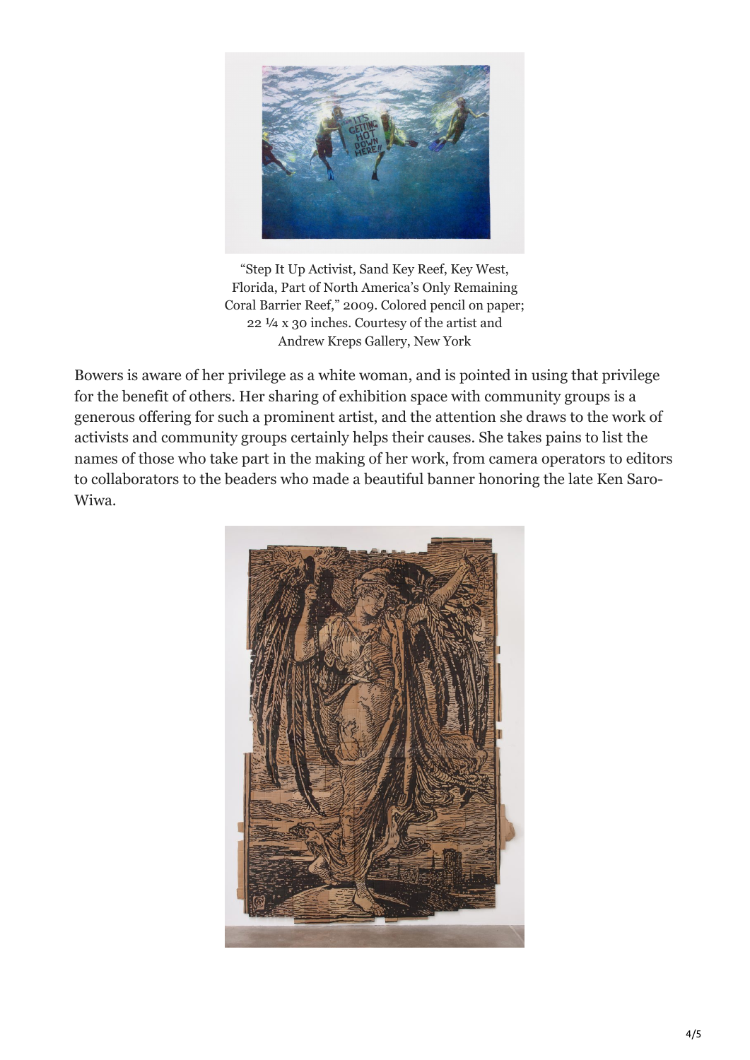"Step It Up Activist, Sand Key Reef, Key West, Florida, Part of North America's Only Remaining Coral Barrier Reef," 2009. Colored pencil on paper; 22 ¼ x 30 inches. Courtesy of the artist and Andrew Kreps Gallery, New York

Bowers is aware of her privilege as a white woman, and is pointed in using that privilege for the benefit of others. Her sharing of exhibition space with community groups is a generous offering for such a prominent artist, and the attention she draws to the work of activists and community groups certainly helps their causes. She takes pains to list the names of those who take part in the making of her work, from camera operators to editors to collaborators to the beaders who made a beautiful banner honoring the late Ken Saro-Wiwa.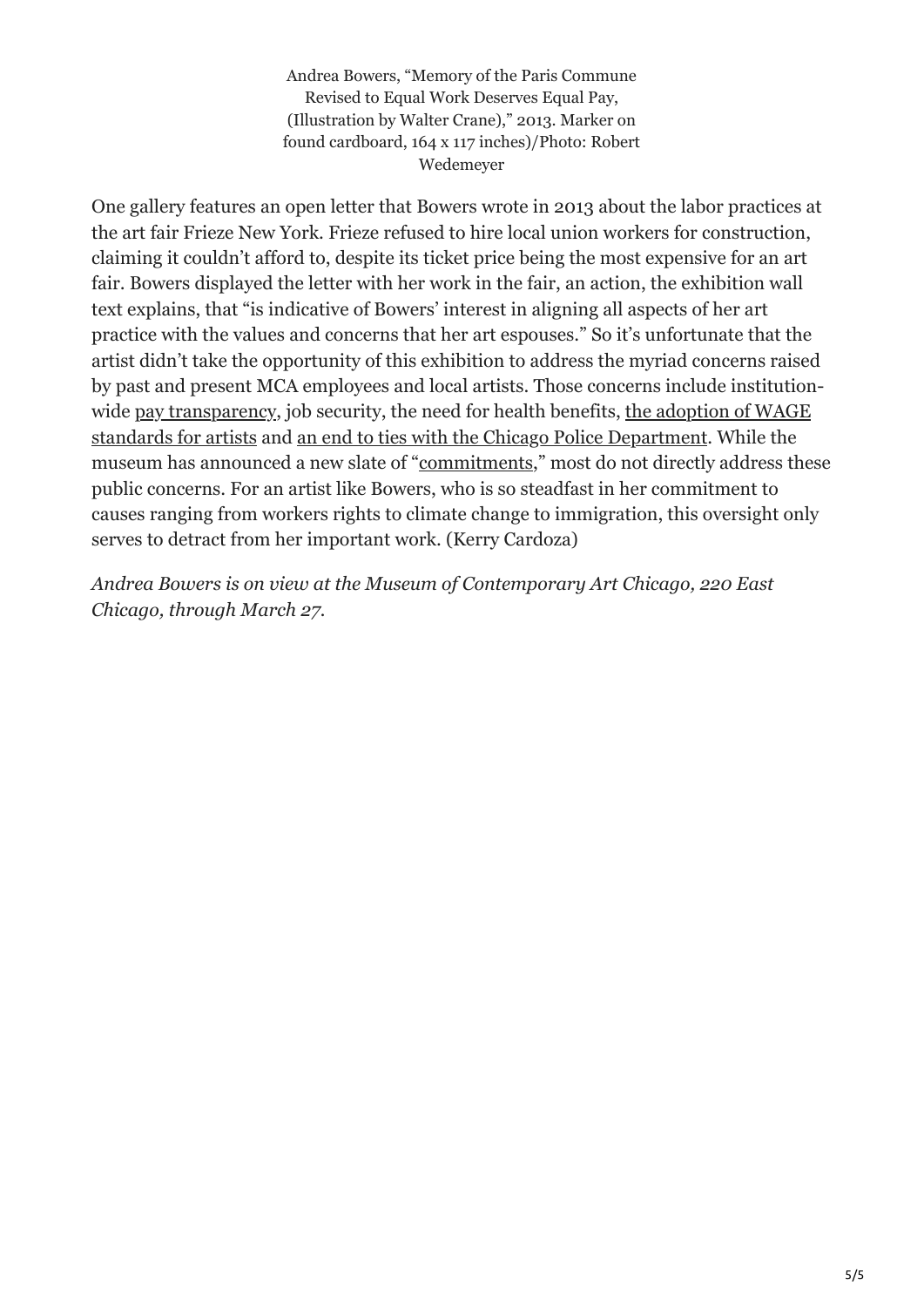Andrea Bowers, "Memory of the Paris Commune Revised to Equal Work Deserves Equal Pay, (Illustration by Walter Crane)," 2013. Marker on found cardboard, 164 x 117 inches)/Photo: Robert Wedemeyer

One gallery features an open letter that Bowers wrote in 2013 about the labor practices at the art fair Frieze New York. Frieze refused to hire local union workers for construction, claiming it couldn't afford to, despite its ticket price being the most expensive for an art fair. Bowers displayed the letter with her work in the fair, an action, the exhibition wall text explains, that "is indicative of Bowers' interest in aligning all aspects of her art practice with the values and concerns that her art espouses." So it's unfortunate that the artist didn't take the opportunity of this exhibition to address the myriad concerns raised by past and present MCA employees and local artists. Those concerns include institution-wide pay transparency, job security, the need for health benefits, the adoption of WAGE standards for artists and an end to ties with the Chicago Police Department. While the museum has announced a new slate of "commitments," most do not directly address these public concerns. For an artist like Bowers, who is so steadfast in her commitment to causes ranging from workers rights to climate change to immigration, this oversight only serves to detract from her important work. (Kerry Cardoza)

*Andrea Bowers is on view at the Museum of Contemporary Art Chicago, 220 East Chicago, through March 27.*